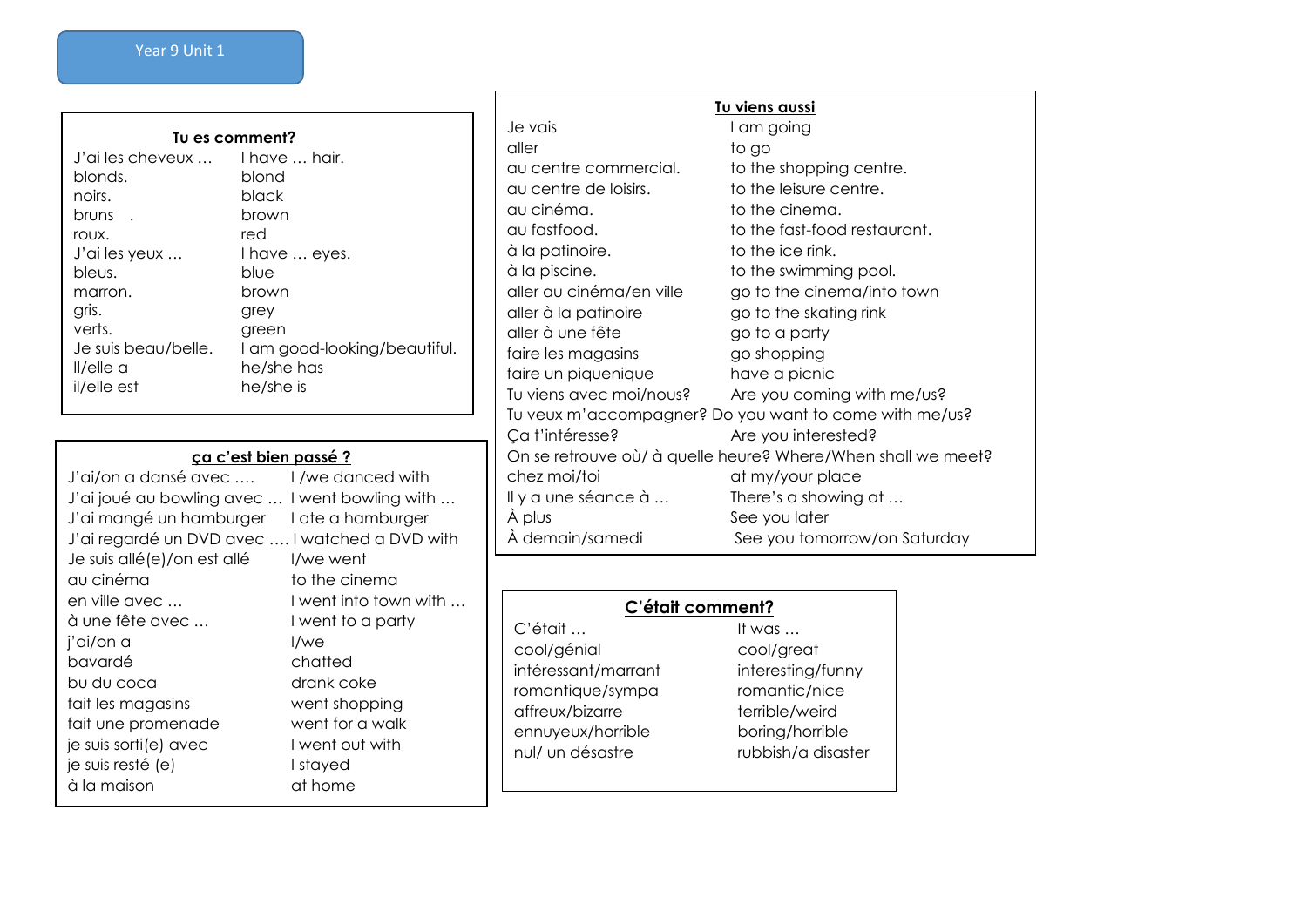Year 9 Unit 1

## Tu es comment?

| | |
|---|---|
| J'ai les cheveux … | I have … hair. |
| blonds. | blond |
| noirs. | black |
| bruns . | brown |
| roux. | red |
| J'ai les yeux … | I have … eyes. |
| bleus. | blue |
| marron. | brown |
| gris. | grey |
| verts. | green |
| Je suis beau/belle. | I am good-looking/beautiful. |
| Il/elle a | he/she has |
| il/elle est | he/she is |

## ça c'est bien passé ?

| | |
|---|---|
| J'ai/on a dansé avec …. | I /we danced with |
| J'ai joué au bowling avec … | I went bowling with … |
| J'ai mangé un hamburger | I ate a hamburger |
| J'ai regardé un DVD avec …. | I watched a DVD with |
| Je suis allé(e)/on est allé | I/we went |
| au cinéma | to the cinema |
| en ville avec … | I went into town with … |
| à une fête avec … | I went to a party |
| j'ai/on a | I/we |
| bavardé | chatted |
| bu du coca | drank coke |
| fait les magasins | went shopping |
| fait une promenade | went for a walk |
| je suis sorti(e) avec | I went out with |
| je suis resté (e) | I stayed |
| à la maison | at home |

## Tu viens aussi

| | |
|---|---|
| Je vais | I am going |
| aller | to go |
| au centre commercial. | to the shopping centre. |
| au centre de loisirs. | to the leisure centre. |
| au cinéma. | to the cinema. |
| au fastfood. | to the fast-food restaurant. |
| à la patinoire. | to the ice rink. |
| à la piscine. | to the swimming pool. |
| aller au cinéma/en ville | go to the cinema/into town |
| aller à la patinoire | go to the skating rink |
| aller à une fête | go to a party |
| faire les magasins | go shopping |
| faire un piquenique | have a picnic |
| Tu viens avec moi/nous? | Are you coming with me/us? |
| Tu veux m'accompagner? | Do you want to come with me/us? |
| Ça t'intéresse? | Are you interested? |
| On se retrouve où/ à quelle heure? | Where/When shall we meet? |
| chez moi/toi | at my/your place |
| Il y a une séance à … | There's a showing at … |
| À plus | See you later |
| À demain/samedi | See you tomorrow/on Saturday |

## C'était comment?

| | |
|---|---|
| C'était … | It was … |
| cool/génial | cool/great |
| intéressant/marrant | interesting/funny |
| romantique/sympa | romantic/nice |
| affreux/bizarre | terrible/weird |
| ennuyeux/horrible | boring/horrible |
| nul/ un désastre | rubbish/a disaster |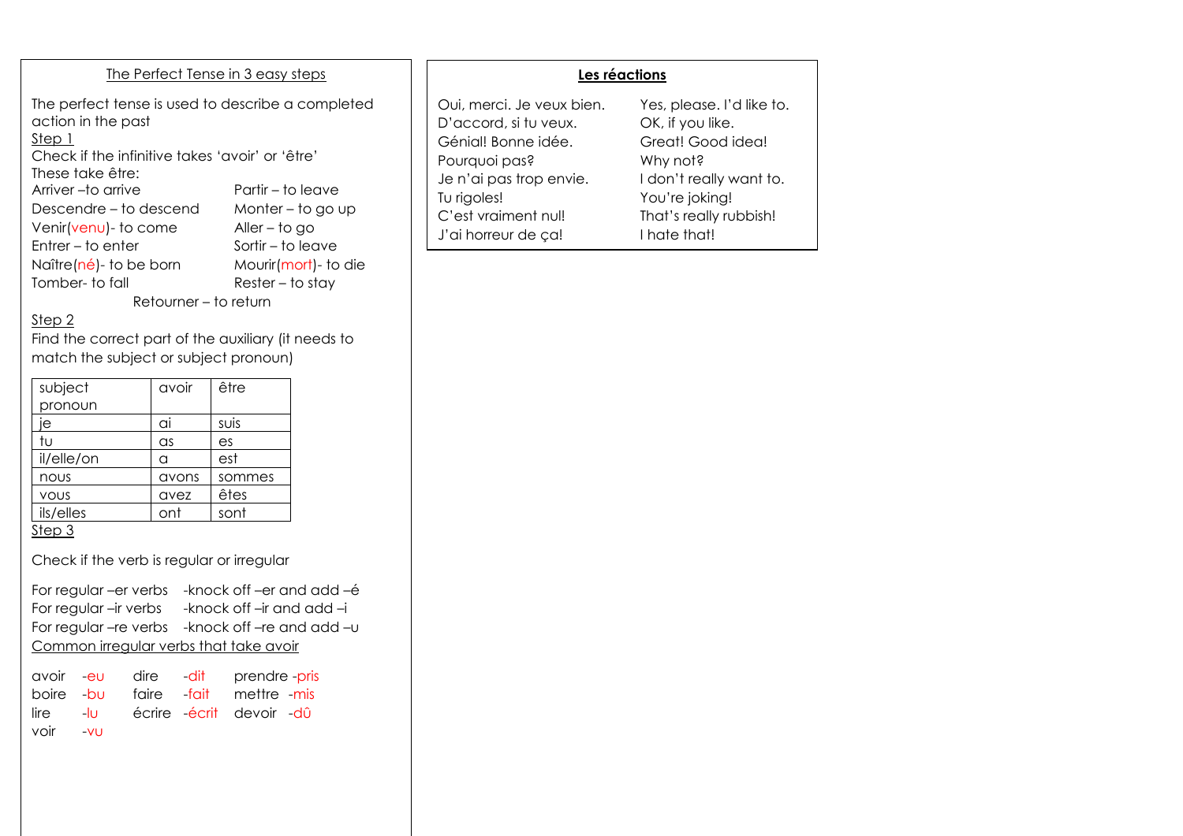## The Perfect Tense in 3 easy steps

The perfect tense is used to describe a completed action in the past

Step 1

Check if the infinitive takes 'avoir' or 'être'

These take être:

| | |
|---|---|
| Arriver –to arrive | Partir – to leave |
| Descendre – to descend | Monter – to go up |
| Venir(venu)- to come | Aller – to go |
| Entrer – to enter | Sortir – to leave |
| Naître(né)- to be born | Mourir(mort)- to die |
| Tomber- to fall | Rester – to stay |

Retourner – to return

Step 2

Find the correct part of the auxiliary (it needs to match the subject or subject pronoun)

| subject pronoun | avoir | être |
|---|---|---|
| je | ai | suis |
| tu | as | es |
| il/elle/on | a | est |
| nous | avons | sommes |
| vous | avez | êtes |
| ils/elles | ont | sont |

Step 3

Check if the verb is regular or irregular

For regular –er verbs -knock off –er and add –é
For regular –ir verbs -knock off –ir and add –i
For regular –re verbs -knock off –re and add –u

Common irregular verbs that take avoir

| | | | | | |
|---|---|---|---|---|---|
| avoir | -eu | dire | -dit | prendre | -pris |
| boire | -bu | faire | -fait | mettre | -mis |
| lire | -lu | écrire | -écrit | devoir | -dû |
| voir | -vu | | | | |

## Les réactions

| | |
|---|---|
| Oui, merci. Je veux bien. | Yes, please. I'd like to. |
| D'accord, si tu veux. | OK, if you like. |
| Génial! Bonne idée. | Great! Good idea! |
| Pourquoi pas? | Why not? |
| Je n'ai pas trop envie. | I don't really want to. |
| Tu rigoles! | You're joking! |
| C'est vraiment nul! | That's really rubbish! |
| J'ai horreur de ça! | I hate that! |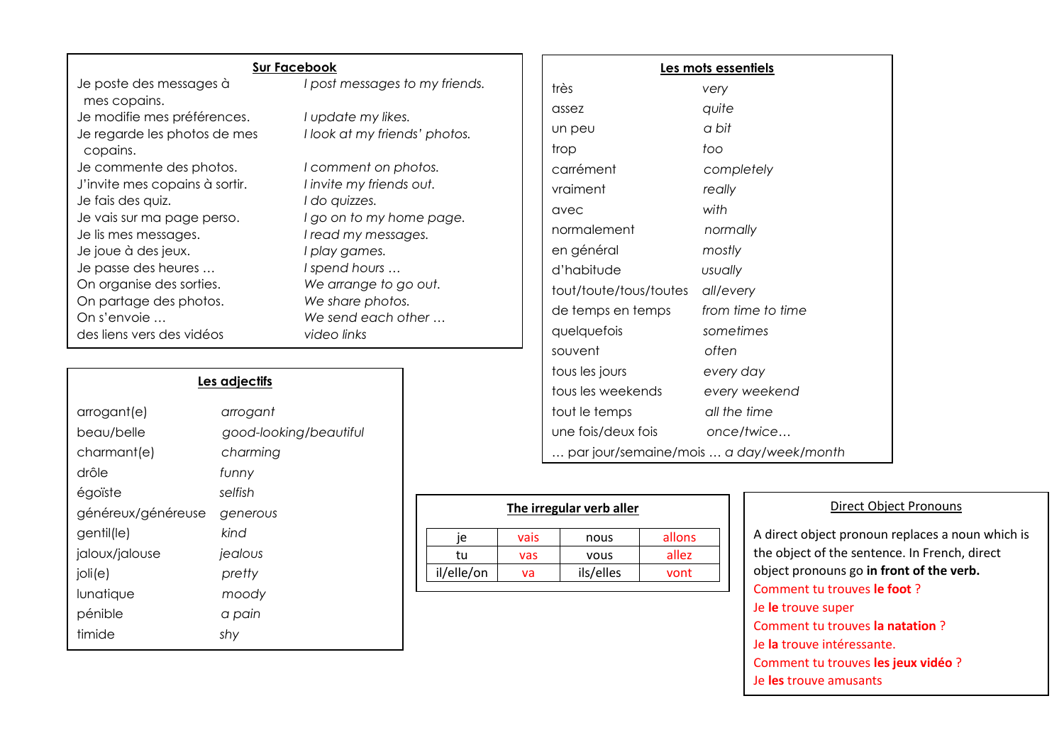## Sur Facebook

| | |
|---|---|
| Je poste des messages à mes copains. | *I post messages to my friends.* |
| Je modifie mes préférences. | *I update my likes.* |
| Je regarde les photos de mes copains. | *I look at my friends' photos.* |
| Je commente des photos. | *I comment on photos.* |
| J'invite mes copains à sortir. | *I invite my friends out.* |
| Je fais des quiz. | *I do quizzes.* |
| Je vais sur ma page perso. | *I go on to my home page.* |
| Je lis mes messages. | *I read my messages.* |
| Je joue à des jeux. | *I play games.* |
| Je passe des heures … | *I spend hours …* |
| On organise des sorties. | *We arrange to go out.* |
| On partage des photos. | *We share photos.* |
| On s'envoie … | *We send each other …* |
| des liens vers des vidéos | *video links* |

## Les adjectifs

| | |
|---|---|
| arrogant(e) | *arrogant* |
| beau/belle | *good-looking/beautiful* |
| charmant(e) | *charming* |
| drôle | *funny* |
| égoïste | *selfish* |
| généreux/généreuse | *generous* |
| gentil(le) | *kind* |
| jaloux/jalouse | *jealous* |
| joli(e) | *pretty* |
| lunatique | *moody* |
| pénible | *a pain* |
| timide | *shy* |

## Les mots essentiels

| | |
|---|---|
| très | *very* |
| assez | *quite* |
| un peu | *a bit* |
| trop | *too* |
| carrément | *completely* |
| vraiment | *really* |
| avec | *with* |
| normalement | *normally* |
| en général | *mostly* |
| d'habitude | *usually* |
| tout/toute/tous/toutes | *all/every* |
| de temps en temps | *from time to time* |
| quelquefois | *sometimes* |
| souvent | *often* |
| tous les jours | *every day* |
| tous les weekends | *every weekend* |
| tout le temps | *all the time* |
| une fois/deux fois | *once/twice…* |
| … par jour/semaine/mois | *… a day/week/month* |

## The irregular verb aller

| | | | |
|---|---|---|---|
| je | vais | nous | allons |
| tu | vas | vous | allez |
| il/elle/on | va | ils/elles | vont |

## Direct Object Pronouns

A direct object pronoun replaces a noun which is the object of the sentence. In French, direct object pronouns go **in front of the verb.**

Comment tu trouves **le foot** ?
Je **le** trouve super
Comment tu trouves **la natation** ?
Je **la** trouve intéressante.
Comment tu trouves **les jeux vidéo** ?
Je **les** trouve amusants